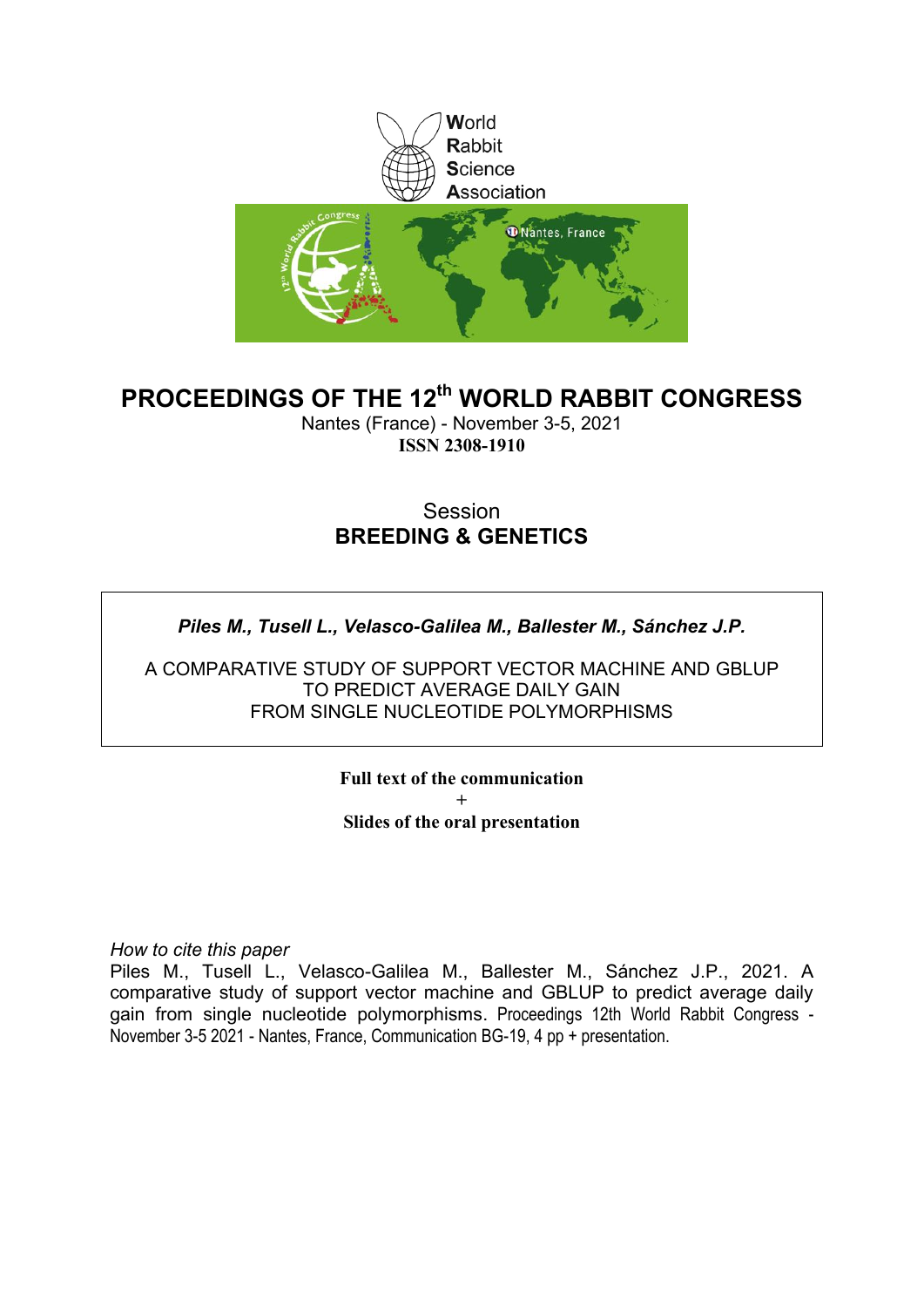World
Rabbit
Science
Association

# PROCEEDINGS OF THE 12th WORLD RABBIT CONGRESS

Nantes (France) - November 3-5, 2021
**ISSN 2308-1910**

Session
**BREEDING & GENETICS**

***Piles M., Tusell L., Velasco-Galilea M., Ballester M., Sánchez J.P.***

A COMPARATIVE STUDY OF SUPPORT VECTOR MACHINE AND GBLUP TO PREDICT AVERAGE DAILY GAIN FROM SINGLE NUCLEOTIDE POLYMORPHISMS

**Full text of the communication**
+
**Slides of the oral presentation**

*How to cite this paper*
Piles M., Tusell L., Velasco-Galilea M., Ballester M., Sánchez J.P., 2021. A comparative study of support vector machine and GBLUP to predict average daily gain from single nucleotide polymorphisms. Proceedings 12th World Rabbit Congress - November 3-5 2021 - Nantes, France, Communication BG-19, 4 pp + presentation.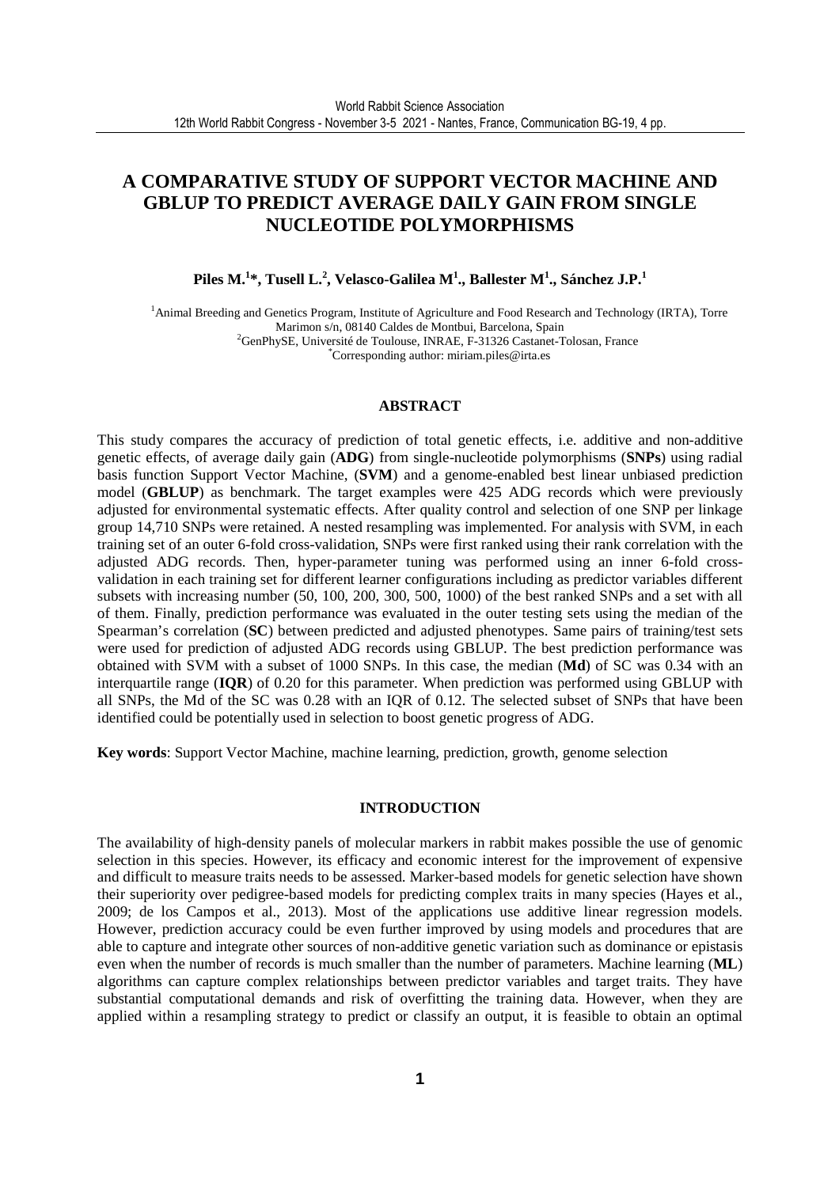# A COMPARATIVE STUDY OF SUPPORT VECTOR MACHINE AND GBLUP TO PREDICT AVERAGE DAILY GAIN FROM SINGLE NUCLEOTIDE POLYMORPHISMS

**Piles M.[1]*, Tusell L.[2], Velasco-Galilea M[1]., Ballester M[1]., Sánchez J.P.[1]**

[1]Animal Breeding and Genetics Program, Institute of Agriculture and Food Research and Technology (IRTA), Torre Marimon s/n, 08140 Caldes de Montbui, Barcelona, Spain
[2]GenPhySE, Université de Toulouse, INRAE, F-31326 Castanet-Tolosan, France
*Corresponding author: miriam.piles@irta.es

## ABSTRACT

This study compares the accuracy of prediction of total genetic effects, i.e. additive and non-additive genetic effects, of average daily gain (**ADG**) from single-nucleotide polymorphisms (**SNPs**) using radial basis function Support Vector Machine, (**SVM**) and a genome-enabled best linear unbiased prediction model (**GBLUP**) as benchmark. The target examples were 425 ADG records which were previously adjusted for environmental systematic effects. After quality control and selection of one SNP per linkage group 14,710 SNPs were retained. A nested resampling was implemented. For analysis with SVM, in each training set of an outer 6-fold cross-validation, SNPs were first ranked using their rank correlation with the adjusted ADG records. Then, hyper-parameter tuning was performed using an inner 6-fold cross-validation in each training set for different learner configurations including as predictor variables different subsets with increasing number (50, 100, 200, 300, 500, 1000) of the best ranked SNPs and a set with all of them. Finally, prediction performance was evaluated in the outer testing sets using the median of the Spearman's correlation (**SC**) between predicted and adjusted phenotypes. Same pairs of training/test sets were used for prediction of adjusted ADG records using GBLUP. The best prediction performance was obtained with SVM with a subset of 1000 SNPs. In this case, the median (**Md**) of SC was 0.34 with an interquartile range (**IQR**) of 0.20 for this parameter. When prediction was performed using GBLUP with all SNPs, the Md of the SC was 0.28 with an IQR of 0.12. The selected subset of SNPs that have been identified could be potentially used in selection to boost genetic progress of ADG.

**Key words**: Support Vector Machine, machine learning, prediction, growth, genome selection

## INTRODUCTION

The availability of high-density panels of molecular markers in rabbit makes possible the use of genomic selection in this species. However, its efficacy and economic interest for the improvement of expensive and difficult to measure traits needs to be assessed. Marker-based models for genetic selection have shown their superiority over pedigree-based models for predicting complex traits in many species (Hayes et al., 2009; de los Campos et al., 2013). Most of the applications use additive linear regression models. However, prediction accuracy could be even further improved by using models and procedures that are able to capture and integrate other sources of non-additive genetic variation such as dominance or epistasis even when the number of records is much smaller than the number of parameters. Machine learning (**ML**) algorithms can capture complex relationships between predictor variables and target traits. They have substantial computational demands and risk of overfitting the training data. However, when they are applied within a resampling strategy to predict or classify an output, it is feasible to obtain an optimal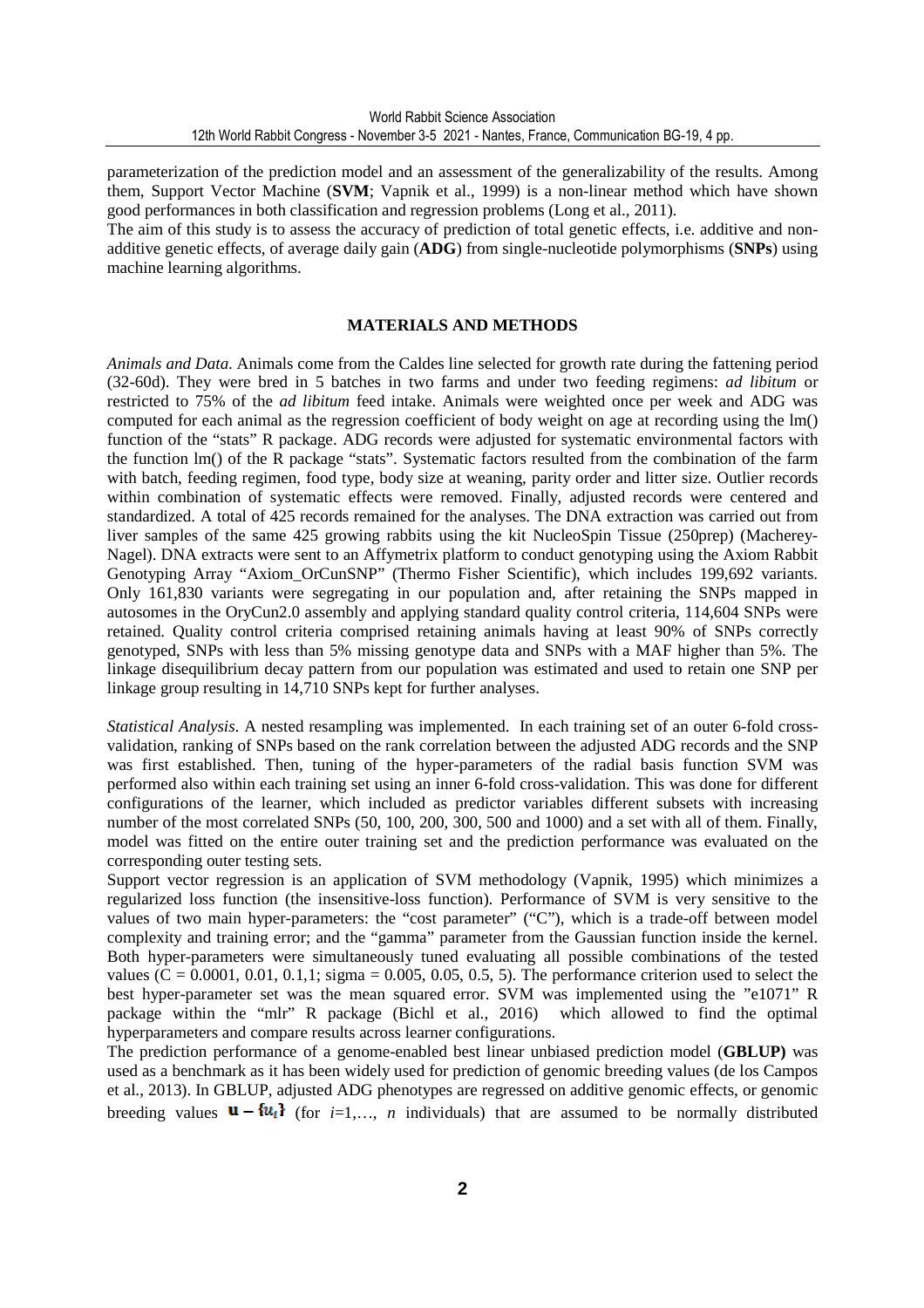parameterization of the prediction model and an assessment of the generalizability of the results. Among them, Support Vector Machine (**SVM**; Vapnik et al., 1999) is a non-linear method which have shown good performances in both classification and regression problems (Long et al., 2011).

The aim of this study is to assess the accuracy of prediction of total genetic effects, i.e. additive and non-additive genetic effects, of average daily gain (**ADG**) from single-nucleotide polymorphisms (**SNPs**) using machine learning algorithms.

## MATERIALS AND METHODS

*Animals and Data.* Animals come from the Caldes line selected for growth rate during the fattening period (32-60d). They were bred in 5 batches in two farms and under two feeding regimens: *ad libitum* or restricted to 75% of the *ad libitum* feed intake. Animals were weighted once per week and ADG was computed for each animal as the regression coefficient of body weight on age at recording using the lm() function of the "stats" R package. ADG records were adjusted for systematic environmental factors with the function lm() of the R package "stats". Systematic factors resulted from the combination of the farm with batch, feeding regimen, food type, body size at weaning, parity order and litter size. Outlier records within combination of systematic effects were removed. Finally, adjusted records were centered and standardized. A total of 425 records remained for the analyses. The DNA extraction was carried out from liver samples of the same 425 growing rabbits using the kit NucleoSpin Tissue (250prep) (Macherey-Nagel). DNA extracts were sent to an Affymetrix platform to conduct genotyping using the Axiom Rabbit Genotyping Array "Axiom_OrCunSNP" (Thermo Fisher Scientific), which includes 199,692 variants. Only 161,830 variants were segregating in our population and, after retaining the SNPs mapped in autosomes in the OryCun2.0 assembly and applying standard quality control criteria, 114,604 SNPs were retained. Quality control criteria comprised retaining animals having at least 90% of SNPs correctly genotyped, SNPs with less than 5% missing genotype data and SNPs with a MAF higher than 5%. The linkage disequilibrium decay pattern from our population was estimated and used to retain one SNP per linkage group resulting in 14,710 SNPs kept for further analyses.

*Statistical Analysis.* A nested resampling was implemented. In each training set of an outer 6-fold cross-validation, ranking of SNPs based on the rank correlation between the adjusted ADG records and the SNP was first established. Then, tuning of the hyper-parameters of the radial basis function SVM was performed also within each training set using an inner 6-fold cross-validation. This was done for different configurations of the learner, which included as predictor variables different subsets with increasing number of the most correlated SNPs (50, 100, 200, 300, 500 and 1000) and a set with all of them. Finally, model was fitted on the entire outer training set and the prediction performance was evaluated on the corresponding outer testing sets.

Support vector regression is an application of SVM methodology (Vapnik, 1995) which minimizes a regularized loss function (the insensitive-loss function). Performance of SVM is very sensitive to the values of two main hyper-parameters: the "cost parameter" ("C"), which is a trade-off between model complexity and training error; and the "gamma" parameter from the Gaussian function inside the kernel. Both hyper-parameters were simultaneously tuned evaluating all possible combinations of the tested values (C = 0.0001, 0.01, 0.1,1; sigma = 0.005, 0.05, 0.5, 5). The performance criterion used to select the best hyper-parameter set was the mean squared error. SVM was implemented using the "e1071" R package within the "mlr" R package (Bichl et al., 2016) which allowed to find the optimal hyperparameters and compare results across learner configurations.

The prediction performance of a genome-enabled best linear unbiased prediction model (**GBLUP)** was used as a benchmark as it has been widely used for prediction of genomic breeding values (de los Campos et al., 2013). In GBLUP, adjusted ADG phenotypes are regressed on additive genomic effects, or genomic breeding values $\mathbf{u} = \{u_i\}$ (for $i$=1,…, $n$ individuals) that are assumed to be normally distributed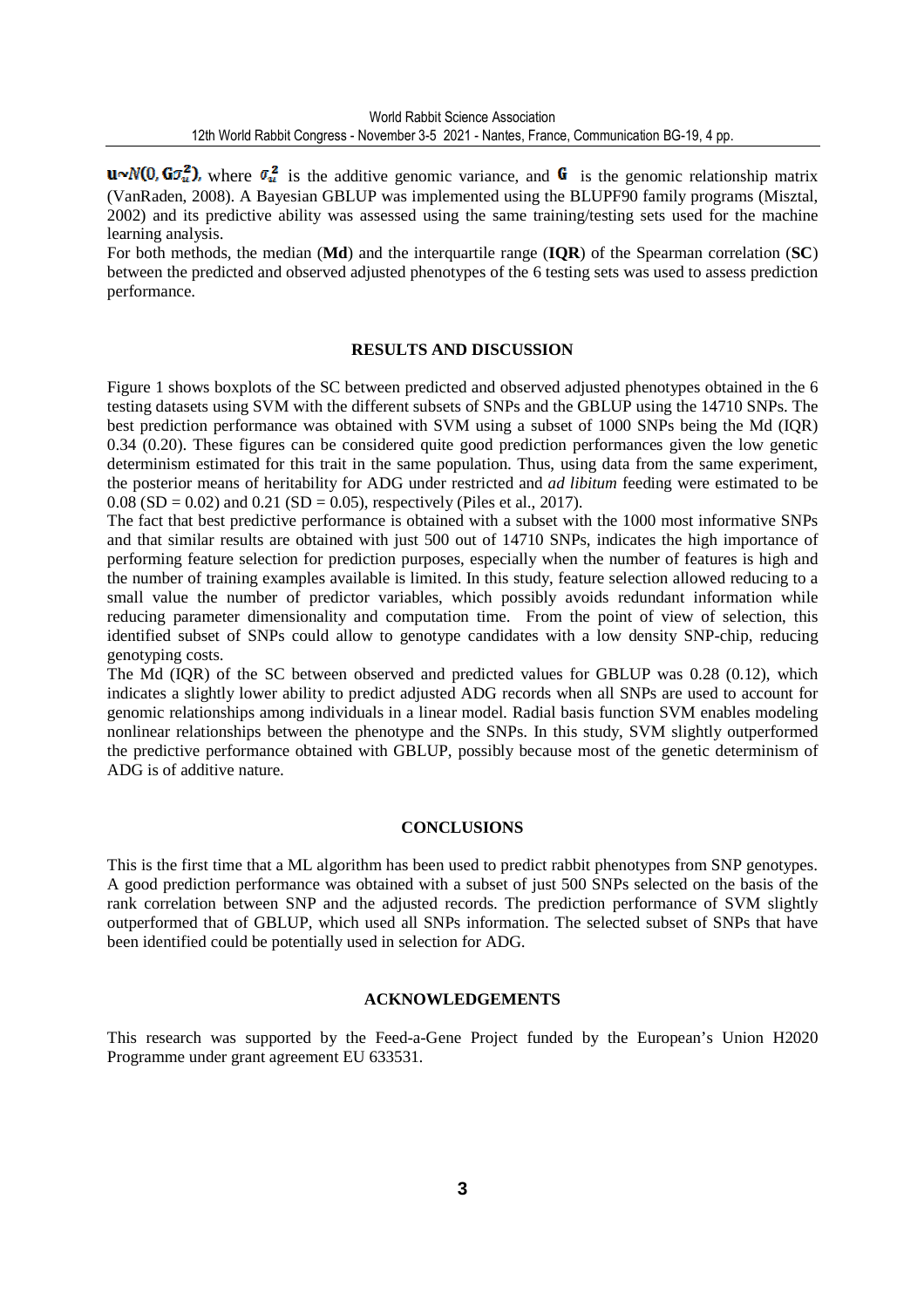$\mathbf{u} \sim N(0, \mathbf{G}\sigma_u^2)$, where $\sigma_u^2$ is the additive genomic variance, and $\mathbf{G}$ is the genomic relationship matrix (VanRaden, 2008). A Bayesian GBLUP was implemented using the BLUPF90 family programs (Misztal, 2002) and its predictive ability was assessed using the same training/testing sets used for the machine learning analysis.

For both methods, the median (**Md**) and the interquartile range (**IQR**) of the Spearman correlation (**SC**) between the predicted and observed adjusted phenotypes of the 6 testing sets was used to assess prediction performance.

## RESULTS AND DISCUSSION

Figure 1 shows boxplots of the SC between predicted and observed adjusted phenotypes obtained in the 6 testing datasets using SVM with the different subsets of SNPs and the GBLUP using the 14710 SNPs. The best prediction performance was obtained with SVM using a subset of 1000 SNPs being the Md (IQR) 0.34 (0.20). These figures can be considered quite good prediction performances given the low genetic determinism estimated for this trait in the same population. Thus, using data from the same experiment, the posterior means of heritability for ADG under restricted and *ad libitum* feeding were estimated to be 0.08 (SD = 0.02) and 0.21 (SD = 0.05), respectively (Piles et al., 2017).

The fact that best predictive performance is obtained with a subset with the 1000 most informative SNPs and that similar results are obtained with just 500 out of 14710 SNPs, indicates the high importance of performing feature selection for prediction purposes, especially when the number of features is high and the number of training examples available is limited. In this study, feature selection allowed reducing to a small value the number of predictor variables, which possibly avoids redundant information while reducing parameter dimensionality and computation time. From the point of view of selection, this identified subset of SNPs could allow to genotype candidates with a low density SNP-chip, reducing genotyping costs.

The Md (IQR) of the SC between observed and predicted values for GBLUP was 0.28 (0.12), which indicates a slightly lower ability to predict adjusted ADG records when all SNPs are used to account for genomic relationships among individuals in a linear model. Radial basis function SVM enables modeling nonlinear relationships between the phenotype and the SNPs. In this study, SVM slightly outperformed the predictive performance obtained with GBLUP, possibly because most of the genetic determinism of ADG is of additive nature.

## CONCLUSIONS

This is the first time that a ML algorithm has been used to predict rabbit phenotypes from SNP genotypes. A good prediction performance was obtained with a subset of just 500 SNPs selected on the basis of the rank correlation between SNP and the adjusted records. The prediction performance of SVM slightly outperformed that of GBLUP, which used all SNPs information. The selected subset of SNPs that have been identified could be potentially used in selection for ADG.

## ACKNOWLEDGEMENTS

This research was supported by the Feed-a-Gene Project funded by the European's Union H2020 Programme under grant agreement EU 633531.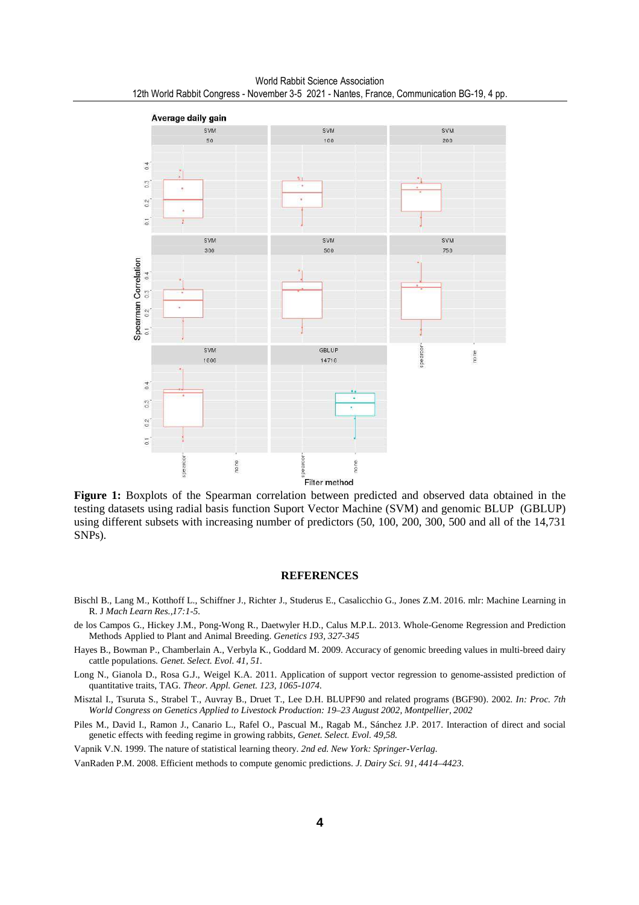**Figure 1:** Boxplots of the Spearman correlation between predicted and observed data obtained in the testing datasets using radial basis function Suport Vector Machine (SVM) and genomic BLUP (GBLUP) using different subsets with increasing number of predictors (50, 100, 200, 300, 500 and all of the 14,731 SNPs).

## REFERENCES

Bischl B., Lang M., Kotthoff L., Schiffner J., Richter J., Studerus E., Casalicchio G., Jones Z.M. 2016. mlr: Machine Learning in R. J *Mach Learn Res.,17:1-5.*

de los Campos G., Hickey J.M., Pong-Wong R., Daetwyler H.D., Calus M.P.L. 2013. Whole-Genome Regression and Prediction Methods Applied to Plant and Animal Breeding. *Genetics 193, 327-345*

Hayes B., Bowman P., Chamberlain A., Verbyla K., Goddard M. 2009. Accuracy of genomic breeding values in multi-breed dairy cattle populations. *Genet. Select. Evol. 41, 51.*

Long N., Gianola D., Rosa G.J., Weigel K.A. 2011. Application of support vector regression to genome-assisted prediction of quantitative traits, TAG. *Theor. Appl. Genet. 123, 1065-1074.*

Misztal I., Tsuruta S., Strabel T., Auvray B., Druet T., Lee D.H. BLUPF90 and related programs (BGF90). 2002. *In: Proc. 7th World Congress on Genetics Applied to Livestock Production: 19–23 August 2002, Montpellier, 2002*

Piles M., David I., Ramon J., Canario L., Rafel O., Pascual M., Ragab M., Sánchez J.P. 2017. Interaction of direct and social genetic effects with feeding regime in growing rabbits, *Genet. Select. Evol. 49,58.*

Vapnik V.N. 1999. The nature of statistical learning theory. *2nd ed. New York: Springer-Verlag.*

VanRaden P.M. 2008. Efficient methods to compute genomic predictions. *J. Dairy Sci. 91, 4414–4423.*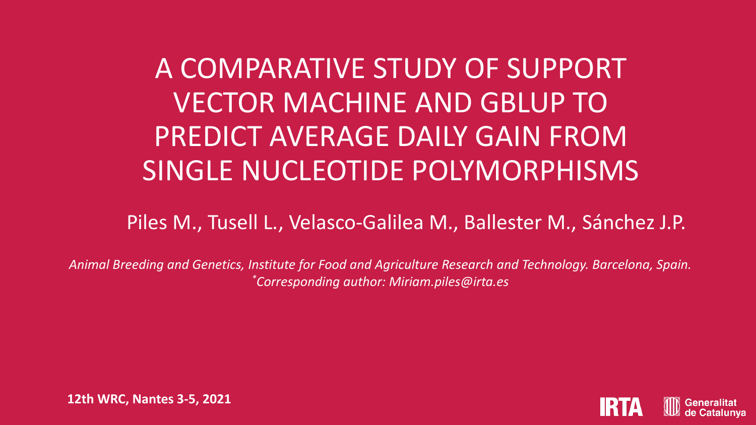# A COMPARATIVE STUDY OF SUPPORT VECTOR MACHINE AND GBLUP TO PREDICT AVERAGE DAILY GAIN FROM SINGLE NUCLEOTIDE POLYMORPHISMS

Piles M., Tusell L., Velasco-Galilea M., Ballester M., Sánchez J.P.

*Animal Breeding and Genetics, Institute for Food and Agriculture Research and Technology. Barcelona, Spain.*
*[*]Corresponding author: Miriam.piles@irta.es*

**12th WRC, Nantes 3-5, 2021**

IRTA Generalitat de Catalunya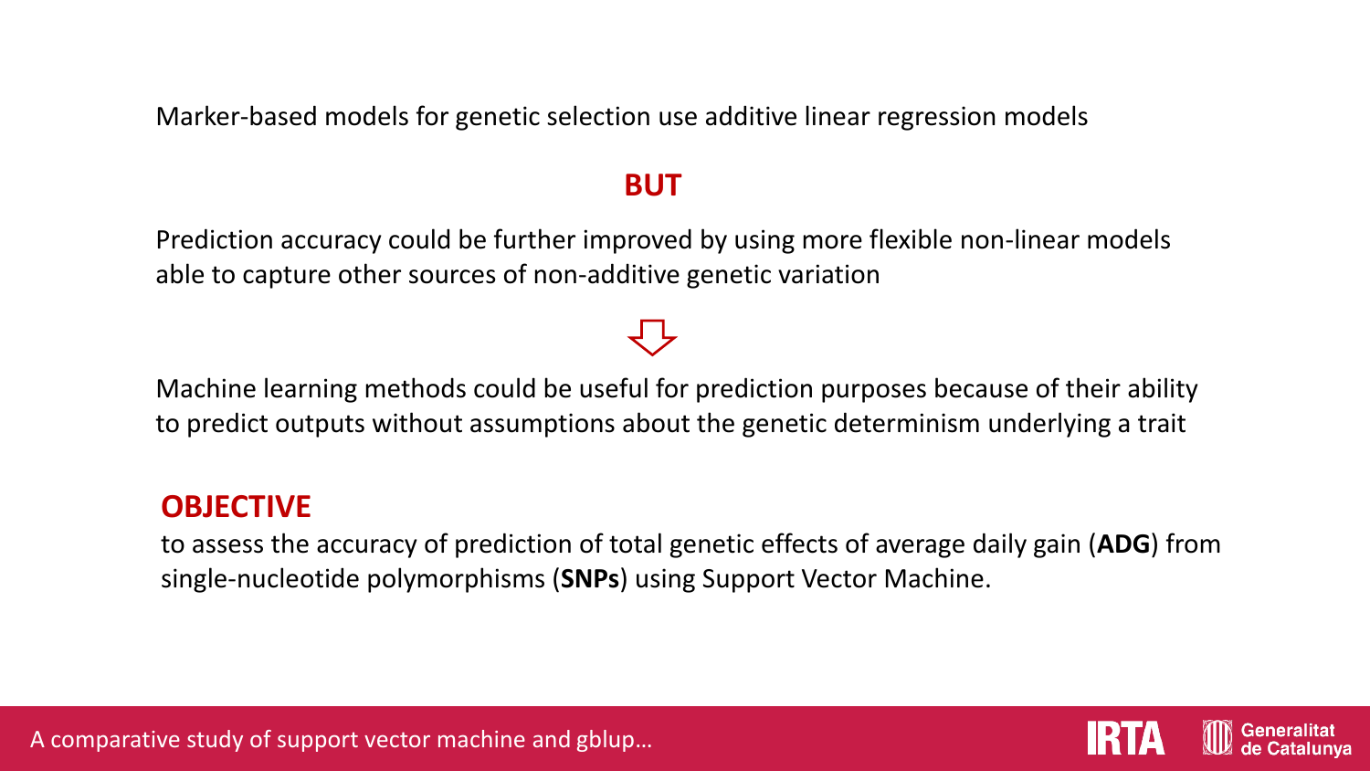Marker-based models for genetic selection use additive linear regression models

**BUT**

Prediction accuracy could be further improved by using more flexible non-linear models able to capture other sources of non-additive genetic variation

⇩

Machine learning methods could be useful for prediction purposes because of their ability to predict outputs without assumptions about the genetic determinism underlying a trait

## OBJECTIVE

to assess the accuracy of prediction of total genetic effects of average daily gain (**ADG**) from single-nucleotide polymorphisms (**SNPs**) using Support Vector Machine.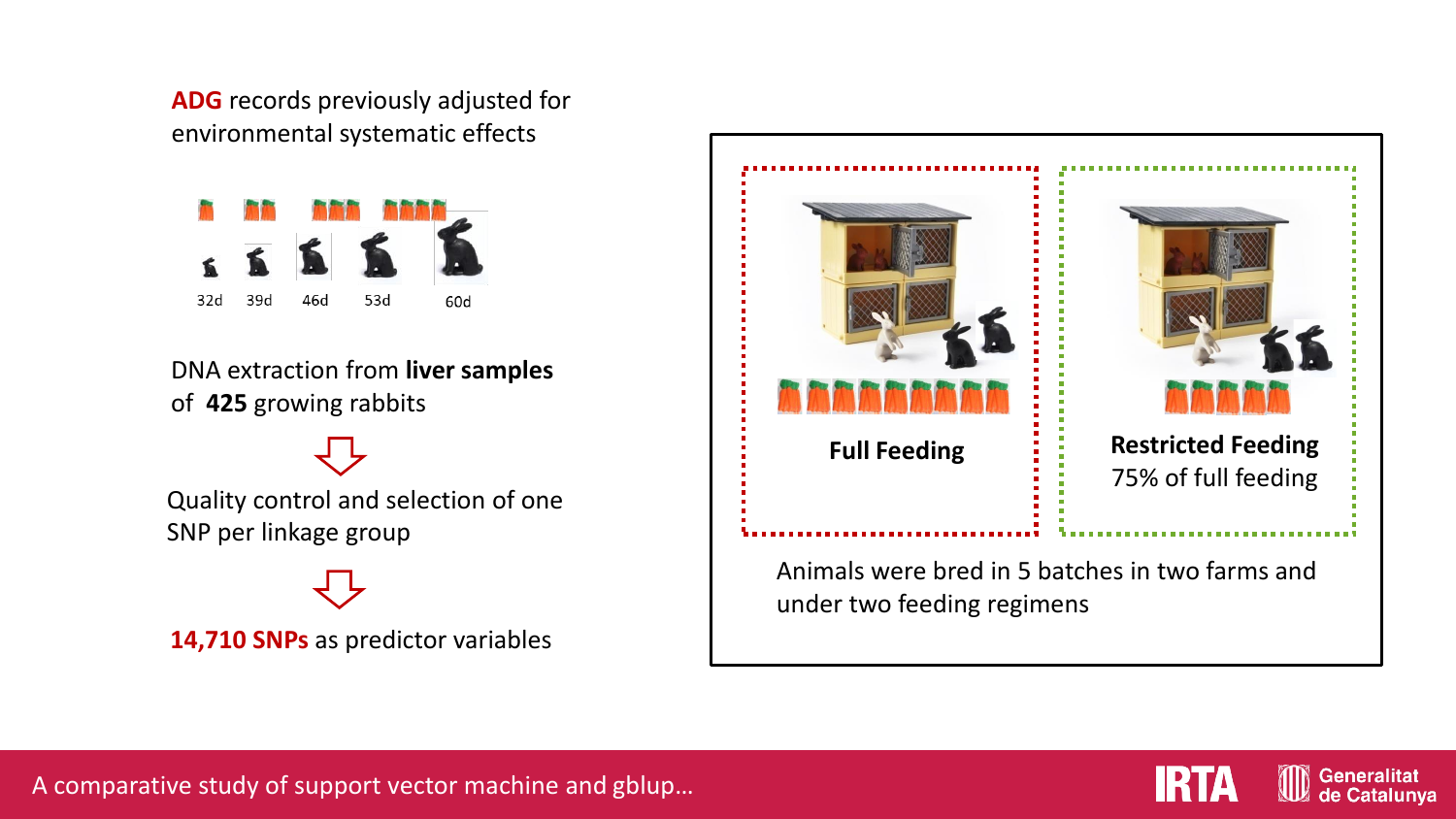**ADG** records previously adjusted for environmental systematic effects

32d 39d 46d 53d 60d

DNA extraction from **liver samples** of **425** growing rabbits

Quality control and selection of one SNP per linkage group

**14,710 SNPs** as predictor variables

**Full Feeding**

**Restricted Feeding**
75% of full feeding

Animals were bred in 5 batches in two farms and under two feeding regimens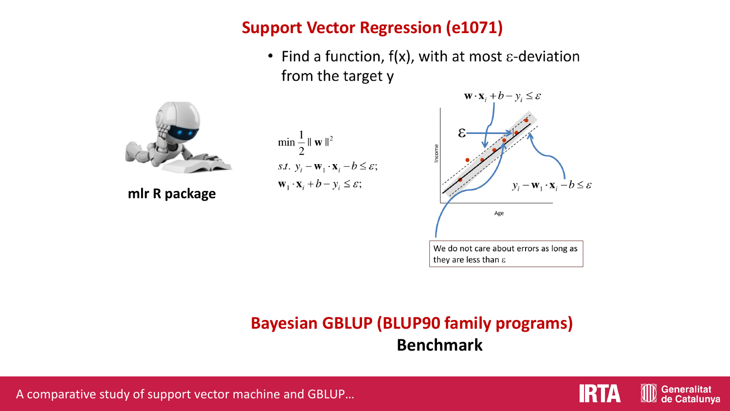## Support Vector Regression (e1071)

- Find a function, f(x), with at most ε-deviation from the target y

**mlr R package**

$$\min \frac{1}{2} \| \mathbf{w} \|^2$$
$$s.t. \; y_i - \mathbf{w}_1 \cdot \mathbf{x}_i - b \leq \varepsilon;$$
$$\mathbf{w}_1 \cdot \mathbf{x}_i + b - y_i \leq \varepsilon;$$

$\mathbf{w} \cdot \mathbf{x}_i + b - y_i \leq \varepsilon$

ε

$y_i - \mathbf{w}_1 \cdot \mathbf{x}_i - b \leq \varepsilon$

Income

Age

We do not care about errors as long as they are less than ε

## Bayesian GBLUP (BLUP90 family programs)

**Benchmark**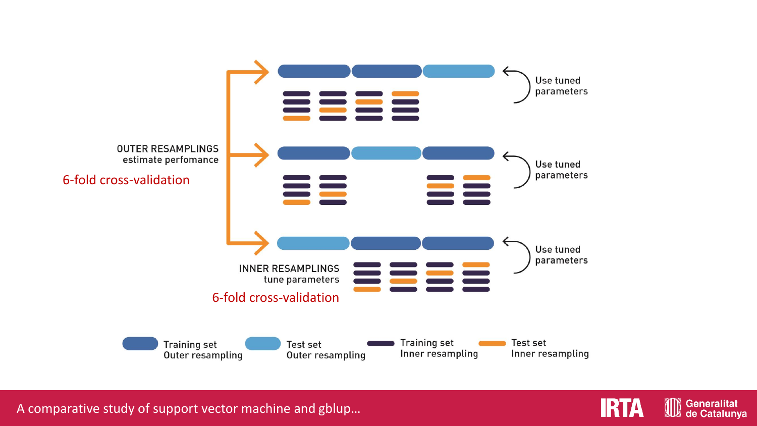OUTER RESAMPLINGS
estimate perfomance

6-fold cross-validation

Use tuned parameters

Use tuned parameters

Use tuned parameters

INNER RESAMPLINGS
tune parameters

6-fold cross-validation

Training set Outer resampling

Test set Outer resampling

Training set Inner resampling

Test set Inner resampling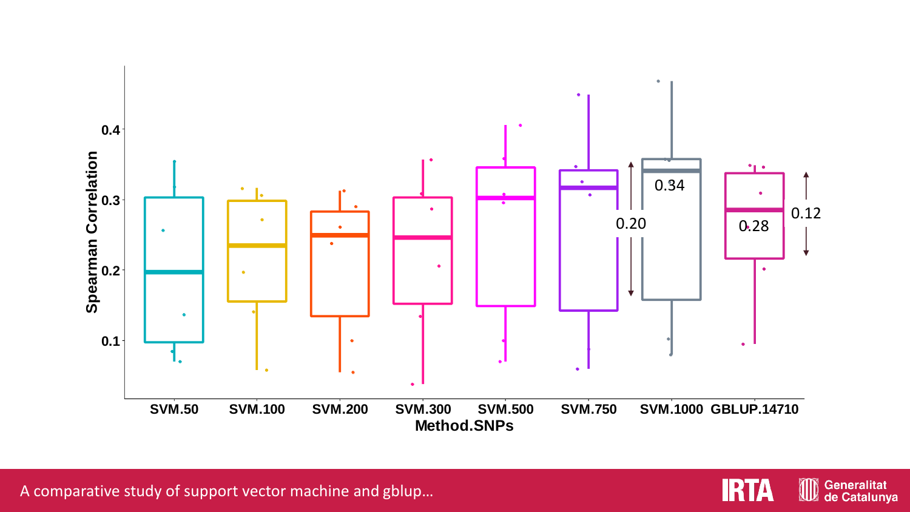Spearman Correlation

0.4

0.3

0.2

0.1

SVM.50 SVM.100 SVM.200 SVM.300 SVM.500 SVM.750 SVM.1000 GBLUP.14710

Method.SNPs

0.20

0.34

0.28

0.12

A comparative study of support vector machine and gblup…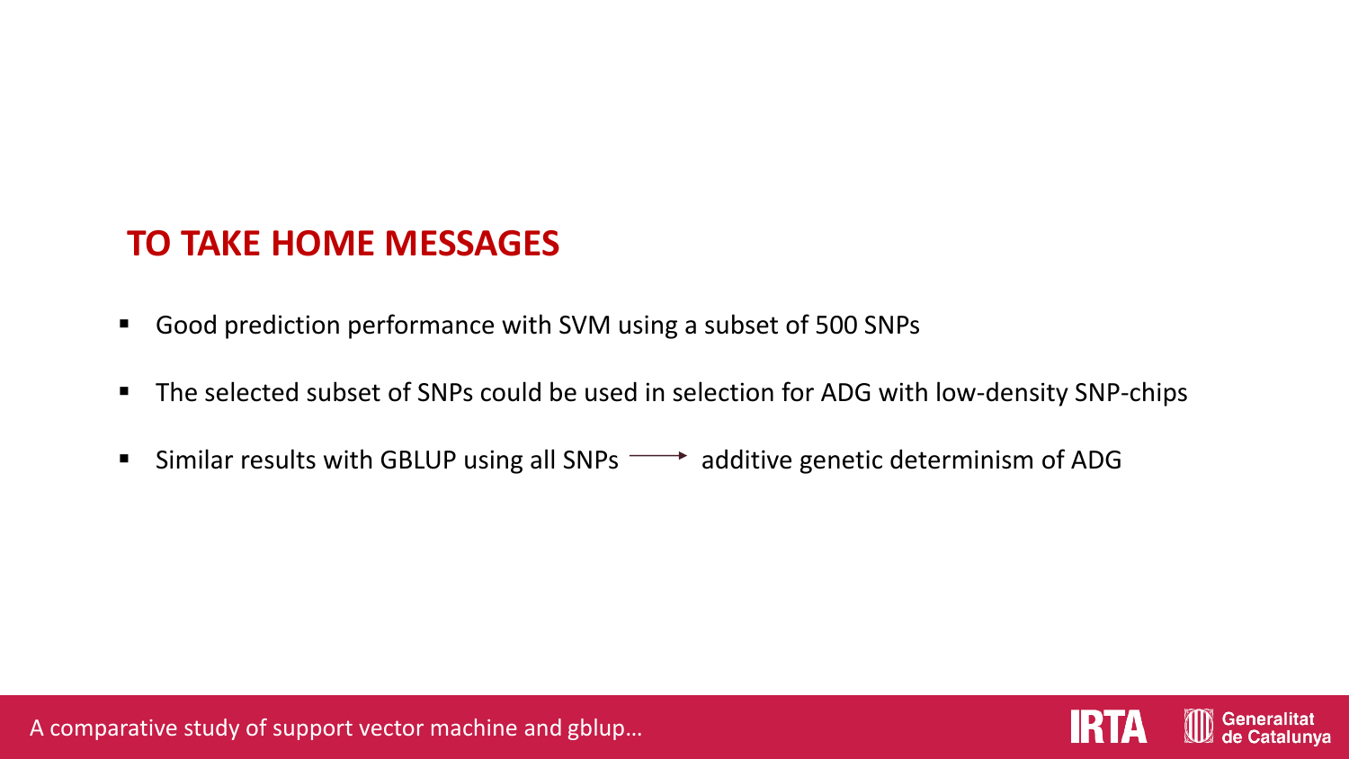## TO TAKE HOME MESSAGES

- Good prediction performance with SVM using a subset of 500 SNPs
- The selected subset of SNPs could be used in selection for ADG with low-density SNP-chips
- Similar results with GBLUP using all SNPs → additive genetic determinism of ADG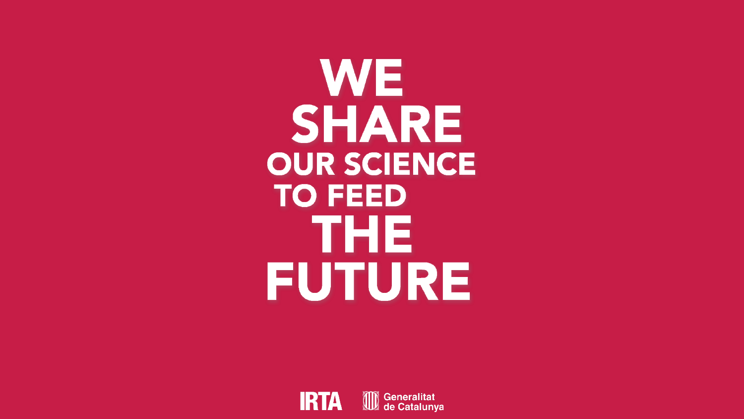# WE SHARE OUR SCIENCE TO FEED THE FUTURE

IRTA

Generalitat de Catalunya